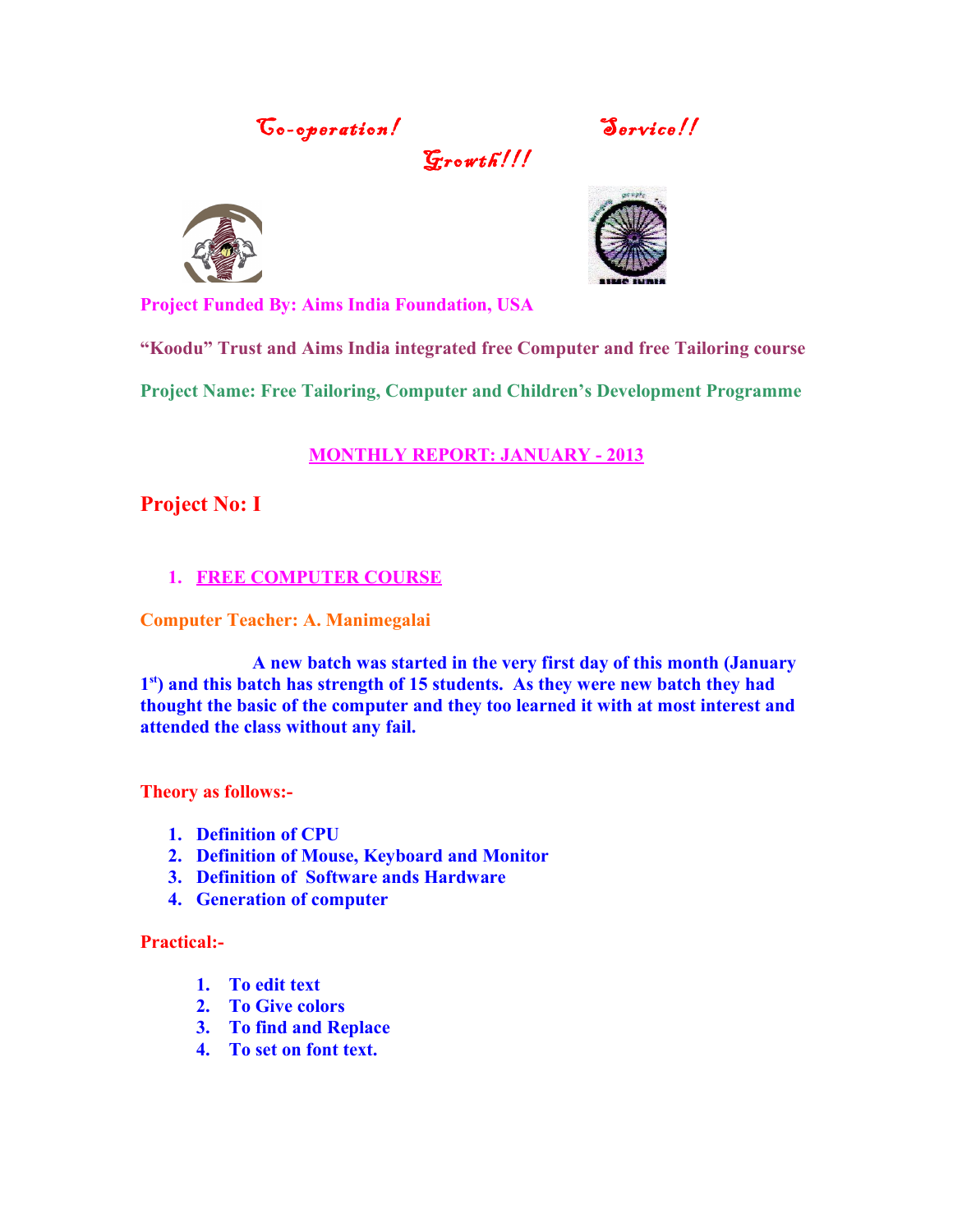*Co-operation!* *Service!!*

*Growth!!!*

**Project Funded By: Aims India Foundation, USA**

**"Koodu" Trust and Aims India integrated free Computer and free Tailoring course**

**Project Name: Free Tailoring, Computer and Children's Development Programme**

## MONTHLY REPORT: JANUARY - 2013

## Project No: I

1. **FREE COMPUTER COURSE**

**Computer Teacher: A. Manimegalai**

**A new batch was started in the very first day of this month (January 1st) and this batch has strength of 15 students. As they were new batch they had thought the basic of the computer and they too learned it with at most interest and attended the class without any fail.**

**Theory as follows:-**

1. **Definition of CPU**
2. **Definition of Mouse, Keyboard and Monitor**
3. **Definition of Software ands Hardware**
4. **Generation of computer**

**Practical:-**

1. **To edit text**
2. **To Give colors**
3. **To find and Replace**
4. **To set on font text.**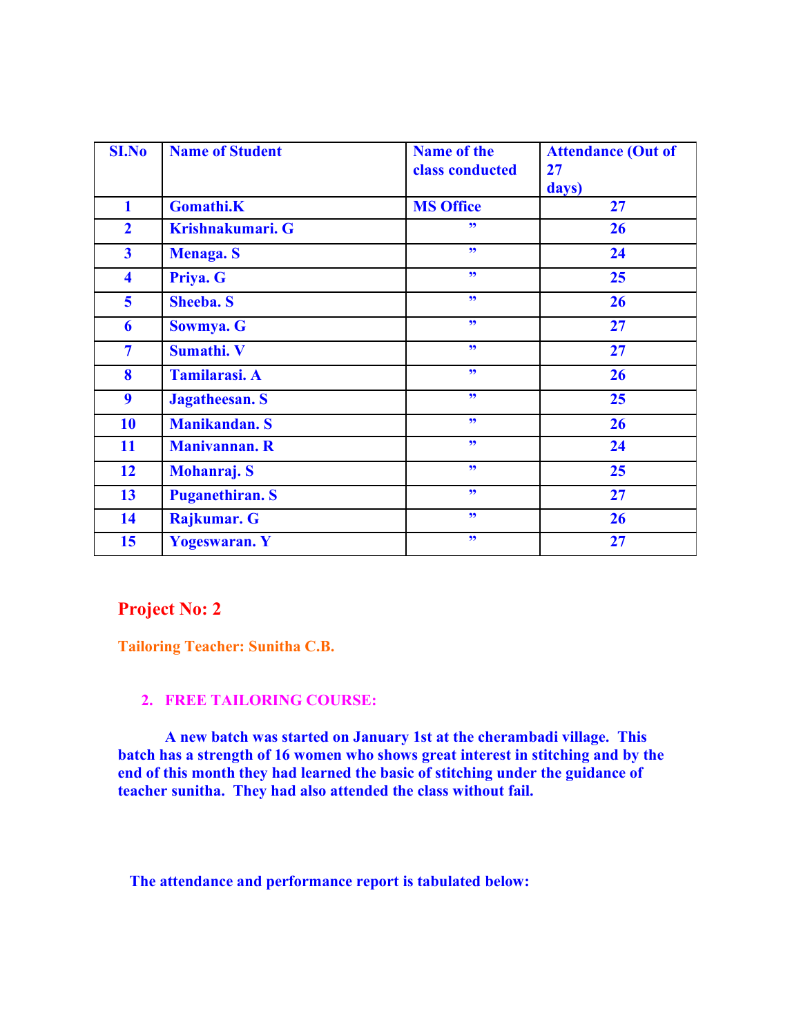| SI.No | Name of Student | Name of the class conducted | Attendance (Out of 27 days) |
|---|---|---|---|
| 1 | Gomathi.K | MS Office | 27 |
| 2 | Krishnakumari. G | ” | 26 |
| 3 | Menaga. S | ” | 24 |
| 4 | Priya. G | ” | 25 |
| 5 | Sheeba. S | ” | 26 |
| 6 | Sowmya. G | ” | 27 |
| 7 | Sumathi. V | ” | 27 |
| 8 | Tamilarasi. A | ” | 26 |
| 9 | Jagatheesan. S | ” | 25 |
| 10 | Manikandan. S | ” | 26 |
| 11 | Manivannan. R | ” | 24 |
| 12 | Mohanraj. S | ” | 25 |
| 13 | Puganethiran. S | ” | 27 |
| 14 | Rajkumar. G | ” | 26 |
| 15 | Yogeswaran. Y | ” | 27 |

## Project No: 2

**Tailoring Teacher: Sunitha C.B.**

### 2. FREE TAILORING COURSE:

**A new batch was started on January 1st at the cherambadi village. This batch has a strength of 16 women who shows great interest in stitching and by the end of this month they had learned the basic of stitching under the guidance of teacher sunitha. They had also attended the class without fail.**

**The attendance and performance report is tabulated below:**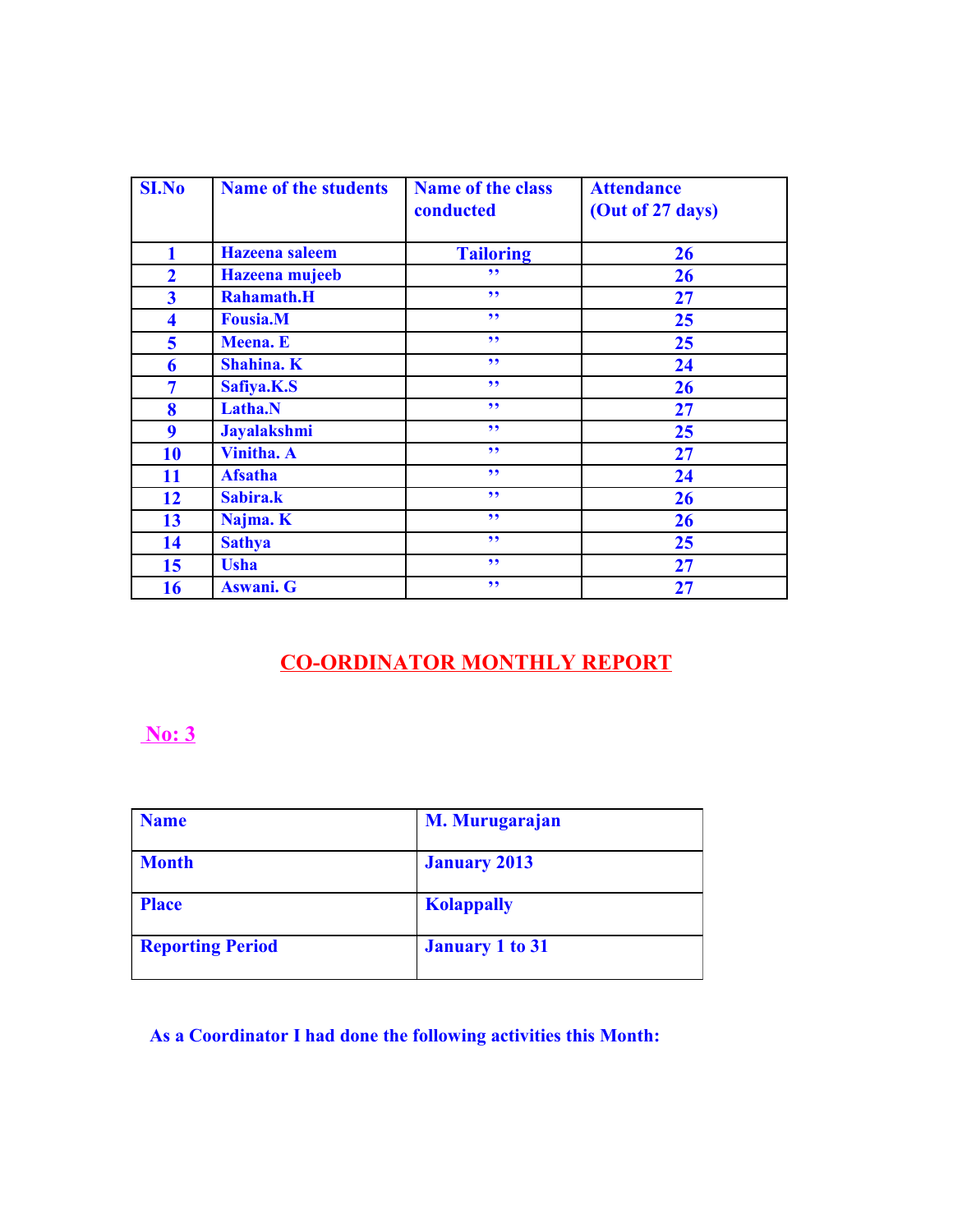| SI.No | Name of the students | Name of the class conducted | Attendance (Out of 27 days) |
|---|---|---|---|
| 1 | Hazeena saleem | Tailoring | 26 |
| 2 | Hazeena mujeeb | ,, | 26 |
| 3 | Rahamath.H | ,, | 27 |
| 4 | Fousia.M | ,, | 25 |
| 5 | Meena. E | ,, | 25 |
| 6 | Shahina. K | ,, | 24 |
| 7 | Safiya.K.S | ,, | 26 |
| 8 | Latha.N | ,, | 27 |
| 9 | Jayalakshmi | ,, | 25 |
| 10 | Vinitha. A | ,, | 27 |
| 11 | Afsatha | ,, | 24 |
| 12 | Sabira.k | ,, | 26 |
| 13 | Najma. K | ,, | 26 |
| 14 | Sathya | ,, | 25 |
| 15 | Usha | ,, | 27 |
| 16 | Aswani. G | ,, | 27 |

## CO-ORDINATOR MONTHLY REPORT

**No: 3**

| Name | M. Murugarajan |
|---|---|
| Month | January 2013 |
| Place | Kolappally |
| Reporting Period | January 1 to 31 |

**As a Coordinator I had done the following activities this Month:**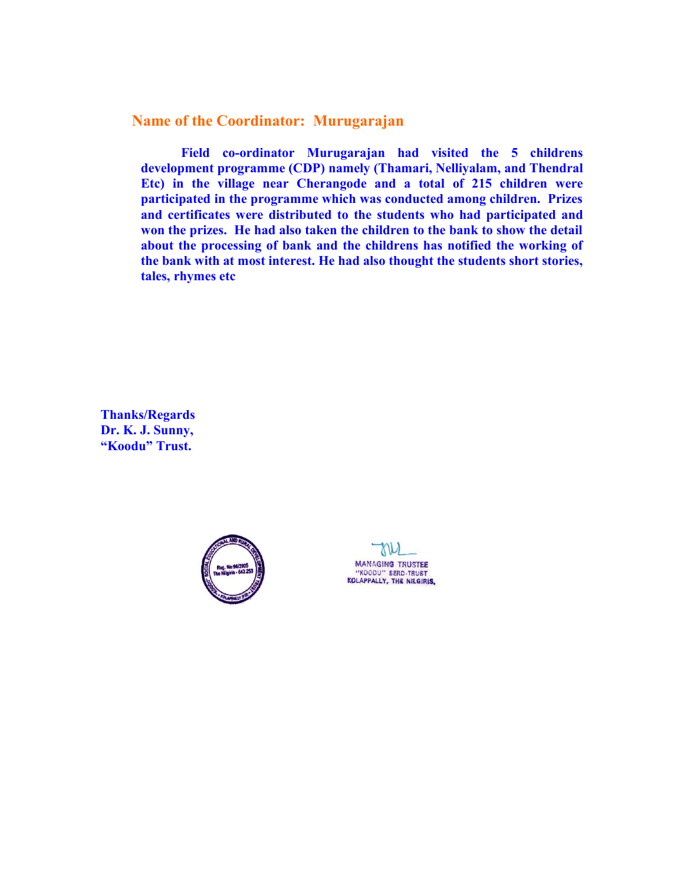## Name of the Coordinator: Murugarajan

**Field co-ordinator Murugarajan had visited the 5 childrens development programme (CDP) namely (Thamari, Nelliyalam, and Thendral Etc) in the village near Cherangode and a total of 215 children were participated in the programme which was conducted among children. Prizes and certificates were distributed to the students who had participated and won the prizes. He had also taken the children to the bank to show the detail about the processing of bank and the childrens has notified the working of the bank with at most interest. He had also thought the students short stories, tales, rhymes etc**

**Thanks/Regards**
**Dr. K. J. Sunny,**
**"Koodu" Trust.**

Reg. No:96/2005
The Nilgiris - 643 253

MANAGING TRUSTEE
"KOODU" SERD-TRUST
KOLAPPALLY, THE NILGIRIS.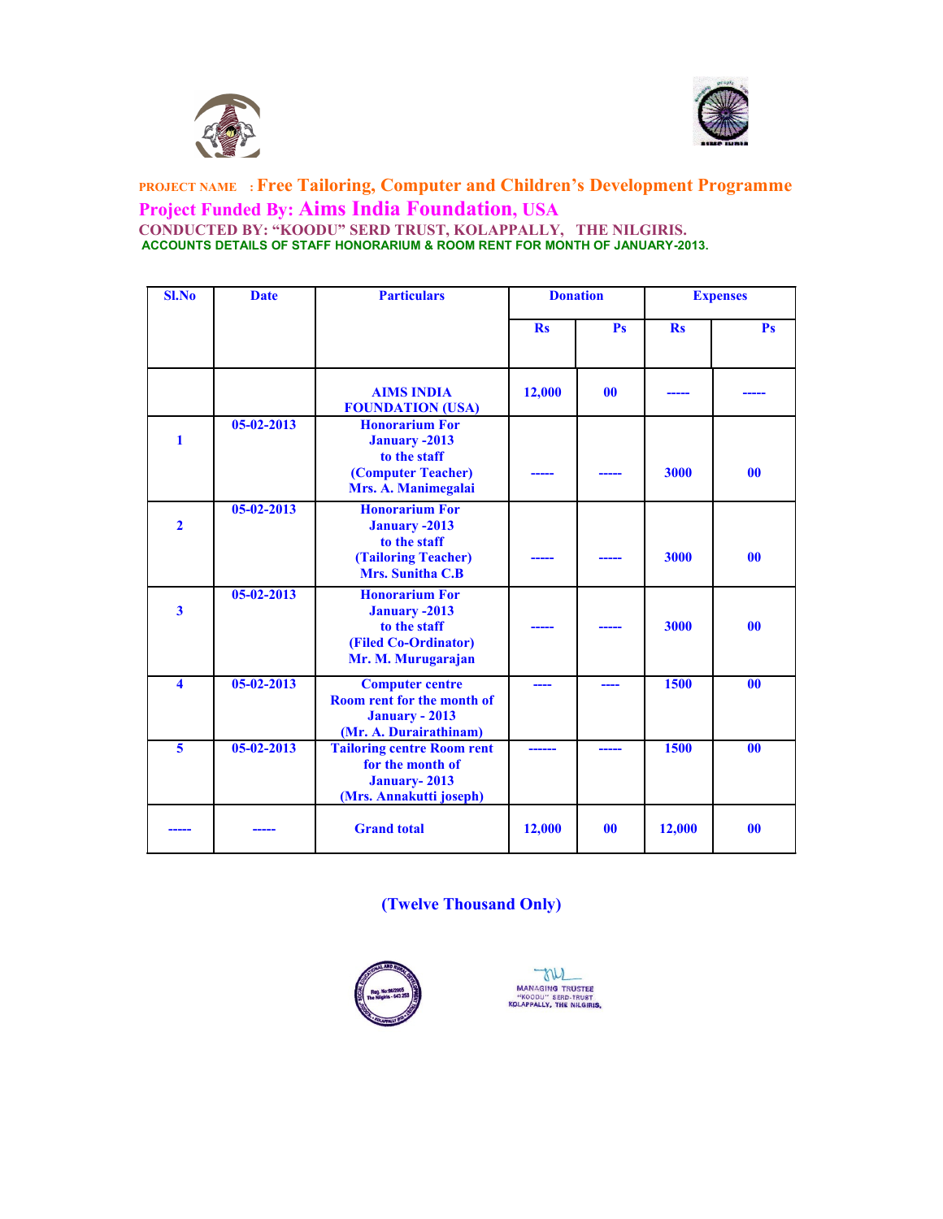**PROJECT NAME : Free Tailoring, Computer and Children's Development Programme**

**Project Funded By: Aims India Foundation, USA**

**CONDUCTED BY: "KOODU" SERD TRUST, KOLAPPALLY, THE NILGIRIS.**

**ACCOUNTS DETAILS OF STAFF HONORARIUM & ROOM RENT FOR MONTH OF JANUARY-2013.**

| Sl.No | Date | Particulars | Donation | | Expenses | |
|---|---|---|---|---|---|---|
| | | | Rs | Ps | Rs | Ps |
| | | AIMS INDIA FOUNDATION (USA) | 12,000 | 00 | ----- | ----- |
| 1 | 05-02-2013 | Honorarium For January -2013 to the staff (Computer Teacher) Mrs. A. Manimegalai | ----- | ----- | 3000 | 00 |
| 2 | 05-02-2013 | Honorarium For January -2013 to the staff (Tailoring Teacher) Mrs. Sunitha C.B | ----- | ----- | 3000 | 00 |
| 3 | 05-02-2013 | Honorarium For January -2013 to the staff (Filed Co-Ordinator) Mr. M. Murugarajan | ----- | ----- | 3000 | 00 |
| 4 | 05-02-2013 | Computer centre Room rent for the month of January - 2013 (Mr. A. Durairathinam) | ---- | ---- | 1500 | 00 |
| 5 | 05-02-2013 | Tailoring centre Room rent for the month of January- 2013 (Mrs. Annakutti joseph) | ------ | ----- | 1500 | 00 |
| ----- | ----- | Grand total | 12,000 | 00 | 12,000 | 00 |

**(Twelve Thousand Only)**

MANAGING TRUSTEE
"KOODU" SERD-TRUST
KOLAPPALLY, THE NILGIRIS.